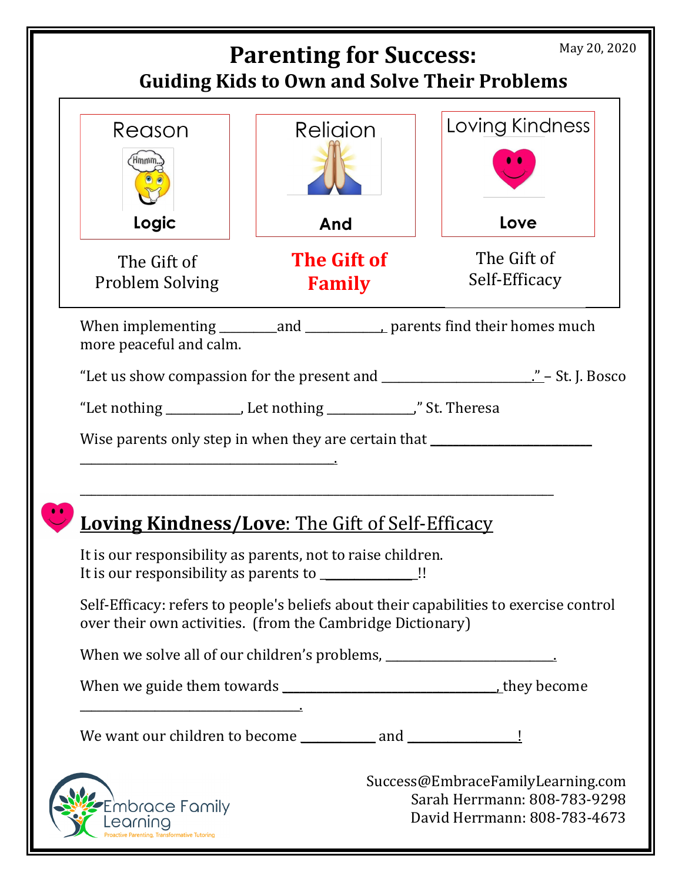May 20, 2020

# Parenting for Success:
## Guiding Kids to Own and Solve Their Problems

| Reason | Religion | Loving Kindness |
|---|---|---|
| Logic | And | Love |
| The Gift of Problem Solving | **The Gift of Family** | The Gift of Self-Efficacy |

When implementing _________and ___________, parents find their homes much more peaceful and calm.

"Let us show compassion for the present and _______________________." – St. J. Bosco

"Let nothing ___________, Let nothing _____________," St. Theresa

Wise parents only step in when they are certain that _________________________ ________________________________________.

___

## **Loving Kindness/Love**: The Gift of Self-Efficacy

It is our responsibility as parents, not to raise children.
It is our responsibility as parents to ______________!!

Self-Efficacy: refers to people's beliefs about their capabilities to exercise control over their own activities. (from the Cambridge Dictionary)

When we solve all of our children's problems, _________________________.

When we guide them towards _________________________________, they become ________________________________.

We want our children to become ___________ and ________________!

Embrace Family Learning
Proactive Parenting, Transformative Tutoring

Success@EmbraceFamilyLearning.com
Sarah Herrmann: 808-783-9298
David Herrmann: 808-783-4673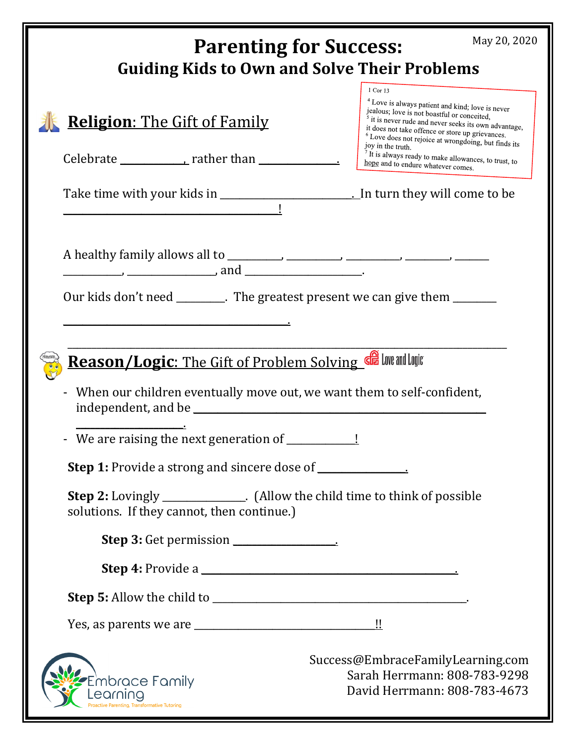May 20, 2020

# Parenting for Success:
## Guiding Kids to Own and Solve Their Problems

1 Cor 13

[4] Love is always patient and kind; love is never jealous; love is not boastful or conceited,
[5] it is never rude and never seeks its own advantage, it does not take offence or store up grievances.
[6] Love does not rejoice at wrongdoing, but finds its joy in the truth.
[7] It is always ready to make allowances, to trust, to hope and to endure whatever comes.

## Religion: The Gift of Family

Celebrate ___________, rather than _____________.

Take time with your kids in _______________________. In turn they will come to be _______________________________________!

A healthy family allows all to _________, _________, _________, ________, ______ __________, _______________, and ____________________.

Our kids don't need ________. The greatest present we can give them ________ ________________________________________.

---

## Reason/Logic: The Gift of Problem Solving Love and Logic

- When our children eventually move out, we want them to self-confident, independent, and be _____________________________________________________ __________________.
- We are raising the next generation of ___________!

**Step 1:** Provide a strong and sincere dose of _______________.

**Step 2:** Lovingly ______________. (Allow the child time to think of possible solutions. If they cannot, then continue.)

**Step 3:** Get permission __________________.

**Step 4:** Provide a _____________________________________________.

**Step 5:** Allow the child to _____________________________________________.

Yes, as parents we are _________________________________!!

Embrace Family Learning
Proactive Parenting, Transformative Tutoring

Success@EmbraceFamilyLearning.com
Sarah Herrmann: 808-783-9298
David Herrmann: 808-783-4673